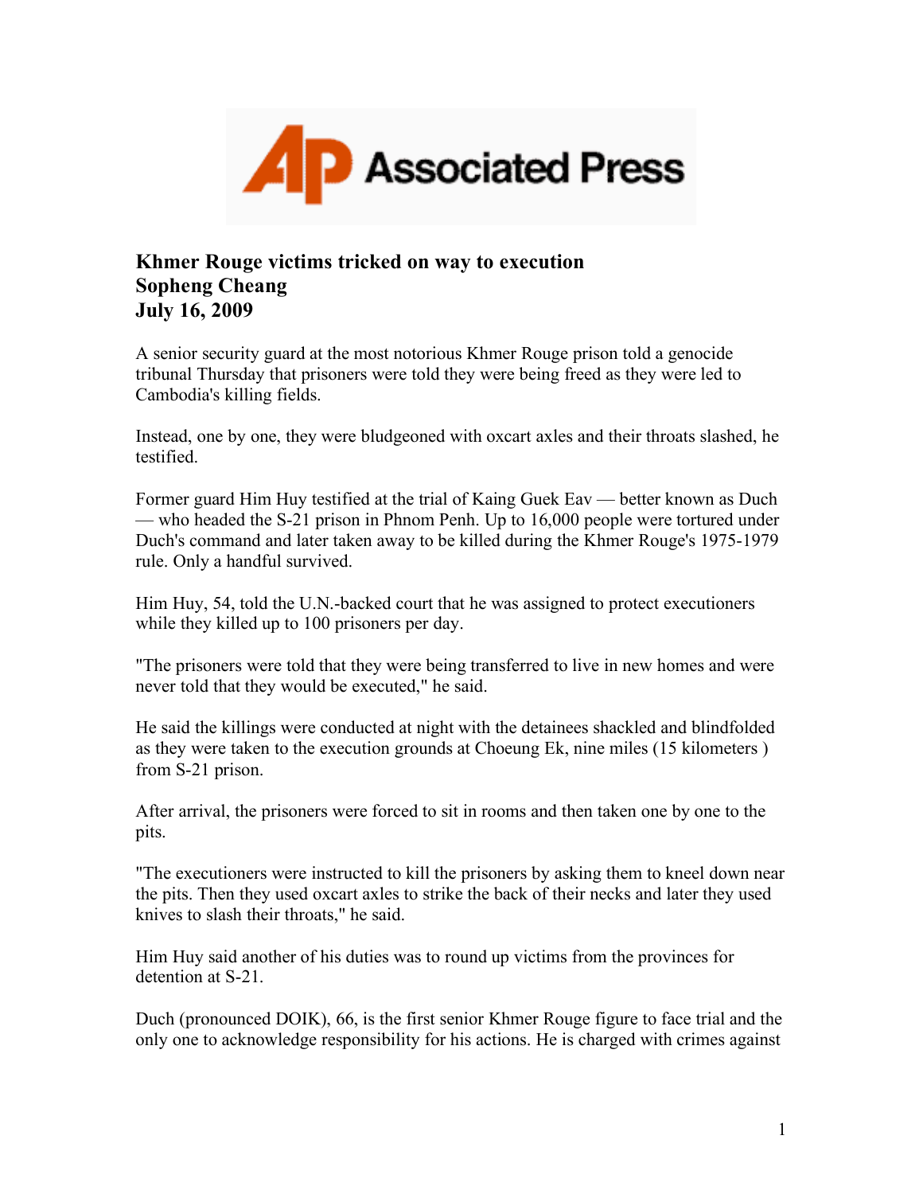**Khmer Rouge victims tricked on way to execution**
**Sopheng Cheang**
**July 16, 2009**

A senior security guard at the most notorious Khmer Rouge prison told a genocide tribunal Thursday that prisoners were told they were being freed as they were led to Cambodia's killing fields.

Instead, one by one, they were bludgeoned with oxcart axles and their throats slashed, he testified.

Former guard Him Huy testified at the trial of Kaing Guek Eav — better known as Duch — who headed the S-21 prison in Phnom Penh. Up to 16,000 people were tortured under Duch's command and later taken away to be killed during the Khmer Rouge's 1975-1979 rule. Only a handful survived.

Him Huy, 54, told the U.N.-backed court that he was assigned to protect executioners while they killed up to 100 prisoners per day.

"The prisoners were told that they were being transferred to live in new homes and were never told that they would be executed," he said.

He said the killings were conducted at night with the detainees shackled and blindfolded as they were taken to the execution grounds at Choeung Ek, nine miles (15 kilometers ) from S-21 prison.

After arrival, the prisoners were forced to sit in rooms and then taken one by one to the pits.

"The executioners were instructed to kill the prisoners by asking them to kneel down near the pits. Then they used oxcart axles to strike the back of their necks and later they used knives to slash their throats," he said.

Him Huy said another of his duties was to round up victims from the provinces for detention at S-21.

Duch (pronounced DOIK), 66, is the first senior Khmer Rouge figure to face trial and the only one to acknowledge responsibility for his actions. He is charged with crimes against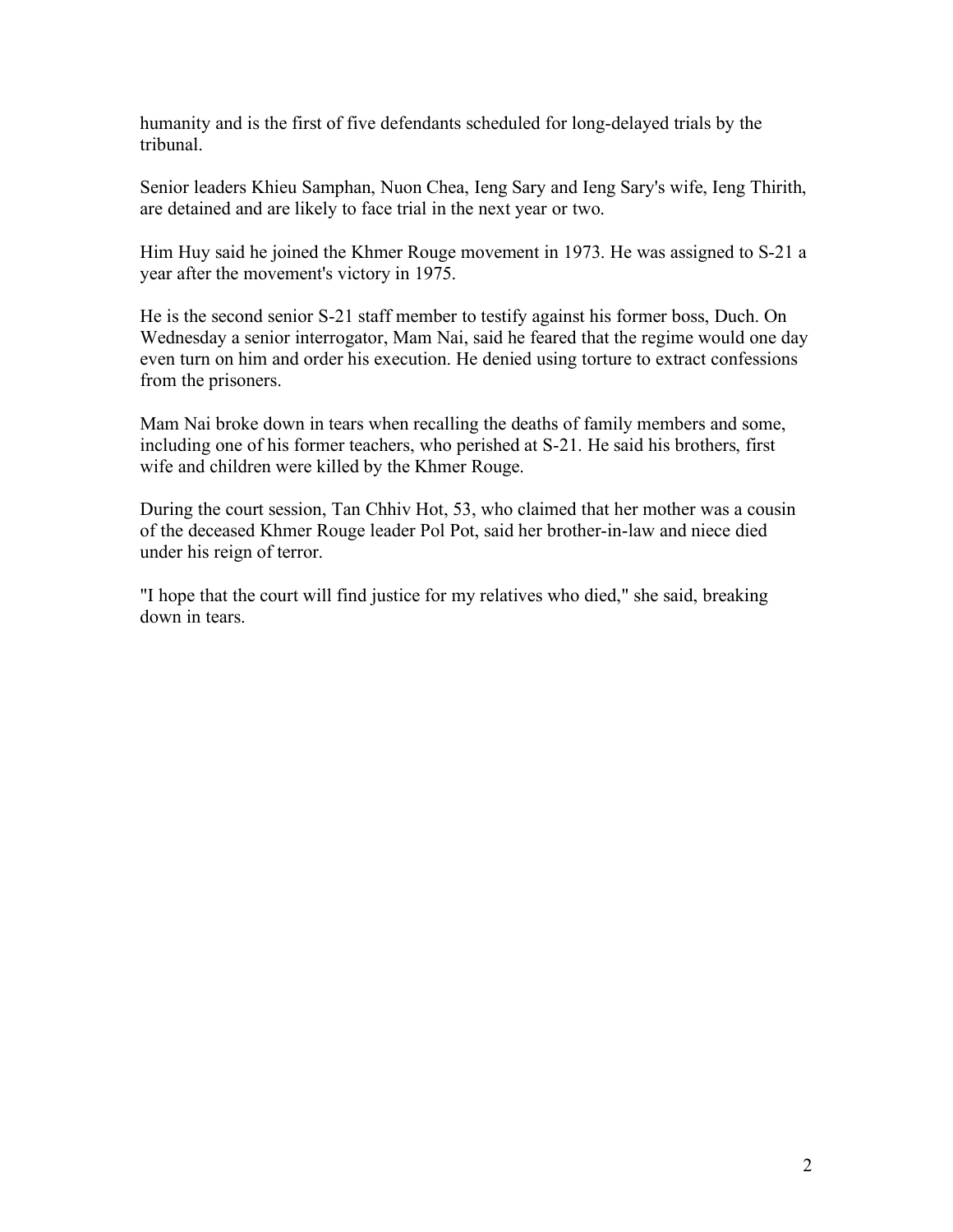humanity and is the first of five defendants scheduled for long-delayed trials by the tribunal.

Senior leaders Khieu Samphan, Nuon Chea, Ieng Sary and Ieng Sary's wife, Ieng Thirith, are detained and are likely to face trial in the next year or two.

Him Huy said he joined the Khmer Rouge movement in 1973. He was assigned to S-21 a year after the movement's victory in 1975.

He is the second senior S-21 staff member to testify against his former boss, Duch. On Wednesday a senior interrogator, Mam Nai, said he feared that the regime would one day even turn on him and order his execution. He denied using torture to extract confessions from the prisoners.

Mam Nai broke down in tears when recalling the deaths of family members and some, including one of his former teachers, who perished at S-21. He said his brothers, first wife and children were killed by the Khmer Rouge.

During the court session, Tan Chhiv Hot, 53, who claimed that her mother was a cousin of the deceased Khmer Rouge leader Pol Pot, said her brother-in-law and niece died under his reign of terror.

"I hope that the court will find justice for my relatives who died," she said, breaking down in tears.